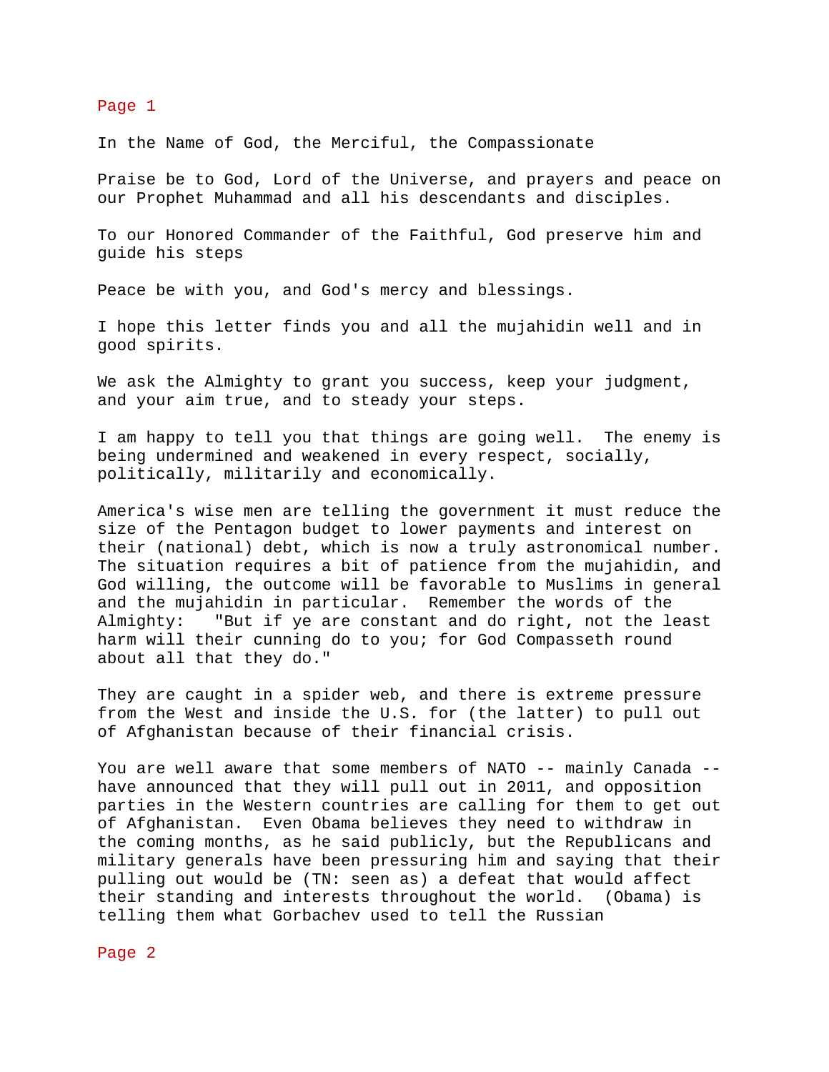Page 1

In the Name of God, the Merciful, the Compassionate

Praise be to God, Lord of the Universe, and prayers and peace on our Prophet Muhammad and all his descendants and disciples.

To our Honored Commander of the Faithful, God preserve him and guide his steps

Peace be with you, and God's mercy and blessings.

I hope this letter finds you and all the mujahidin well and in good spirits.

We ask the Almighty to grant you success, keep your judgment, and your aim true, and to steady your steps.

I am happy to tell you that things are going well. The enemy is being undermined and weakened in every respect, socially, politically, militarily and economically.

America's wise men are telling the government it must reduce the size of the Pentagon budget to lower payments and interest on their (national) debt, which is now a truly astronomical number. The situation requires a bit of patience from the mujahidin, and God willing, the outcome will be favorable to Muslims in general and the mujahidin in particular. Remember the words of the Almighty: "But if ye are constant and do right, not the least harm will their cunning do to you; for God Compasseth round about all that they do."

They are caught in a spider web, and there is extreme pressure from the West and inside the U.S. for (the latter) to pull out of Afghanistan because of their financial crisis.

You are well aware that some members of NATO -- mainly Canada -- have announced that they will pull out in 2011, and opposition parties in the Western countries are calling for them to get out of Afghanistan. Even Obama believes they need to withdraw in the coming months, as he said publicly, but the Republicans and military generals have been pressuring him and saying that their pulling out would be (TN: seen as) a defeat that would affect their standing and interests throughout the world. (Obama) is telling them what Gorbachev used to tell the Russian

Page 2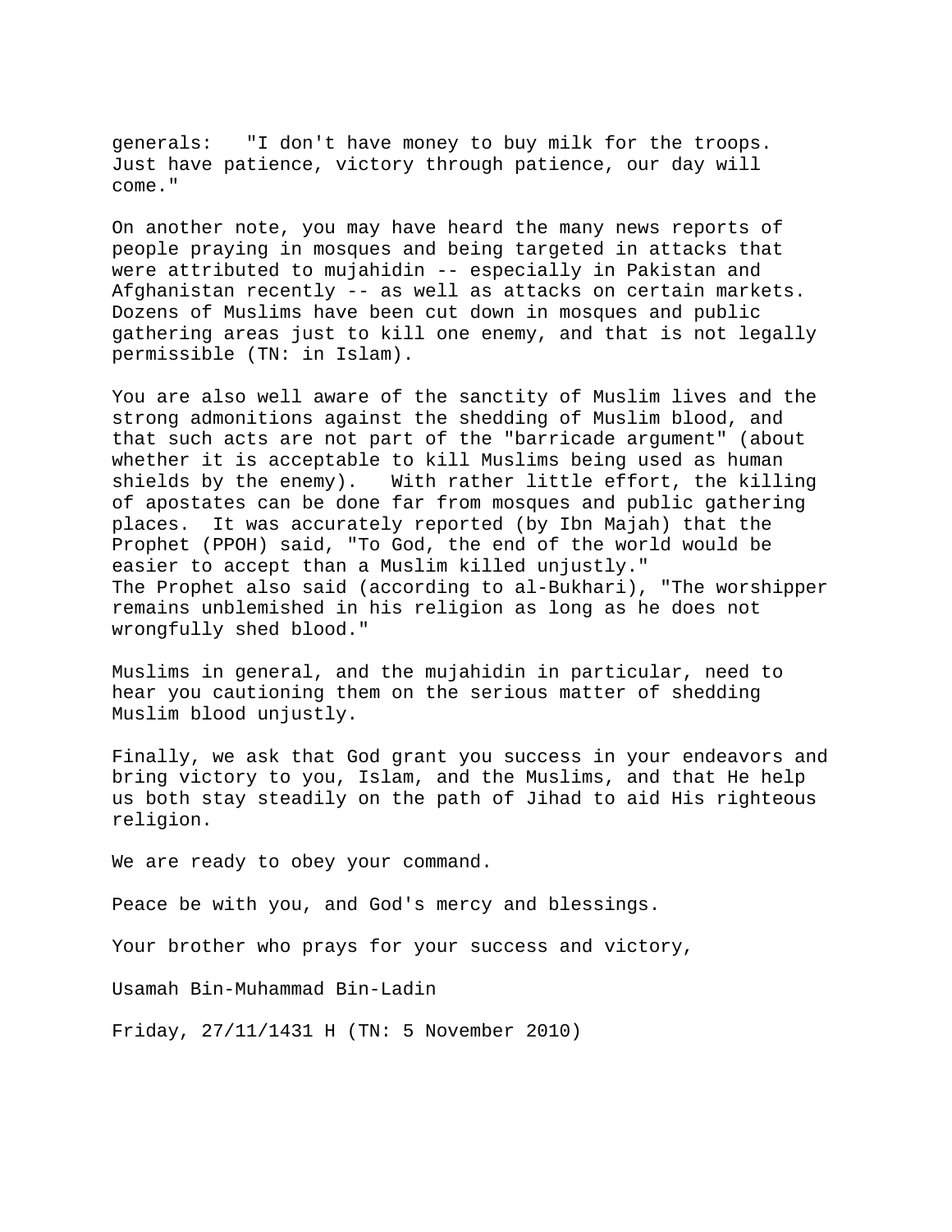generals: "I don't have money to buy milk for the troops. Just have patience, victory through patience, our day will come."

On another note, you may have heard the many news reports of people praying in mosques and being targeted in attacks that were attributed to mujahidin -- especially in Pakistan and Afghanistan recently -- as well as attacks on certain markets. Dozens of Muslims have been cut down in mosques and public gathering areas just to kill one enemy, and that is not legally permissible (TN: in Islam).

You are also well aware of the sanctity of Muslim lives and the strong admonitions against the shedding of Muslim blood, and that such acts are not part of the "barricade argument" (about whether it is acceptable to kill Muslims being used as human shields by the enemy). With rather little effort, the killing of apostates can be done far from mosques and public gathering places. It was accurately reported (by Ibn Majah) that the Prophet (PPOH) said, "To God, the end of the world would be easier to accept than a Muslim killed unjustly."
The Prophet also said (according to al-Bukhari), "The worshipper remains unblemished in his religion as long as he does not wrongfully shed blood."

Muslims in general, and the mujahidin in particular, need to hear you cautioning them on the serious matter of shedding Muslim blood unjustly.

Finally, we ask that God grant you success in your endeavors and bring victory to you, Islam, and the Muslims, and that He help us both stay steadily on the path of Jihad to aid His righteous religion.

We are ready to obey your command.

Peace be with you, and God's mercy and blessings.

Your brother who prays for your success and victory,

Usamah Bin-Muhammad Bin-Ladin

Friday, 27/11/1431 H (TN: 5 November 2010)